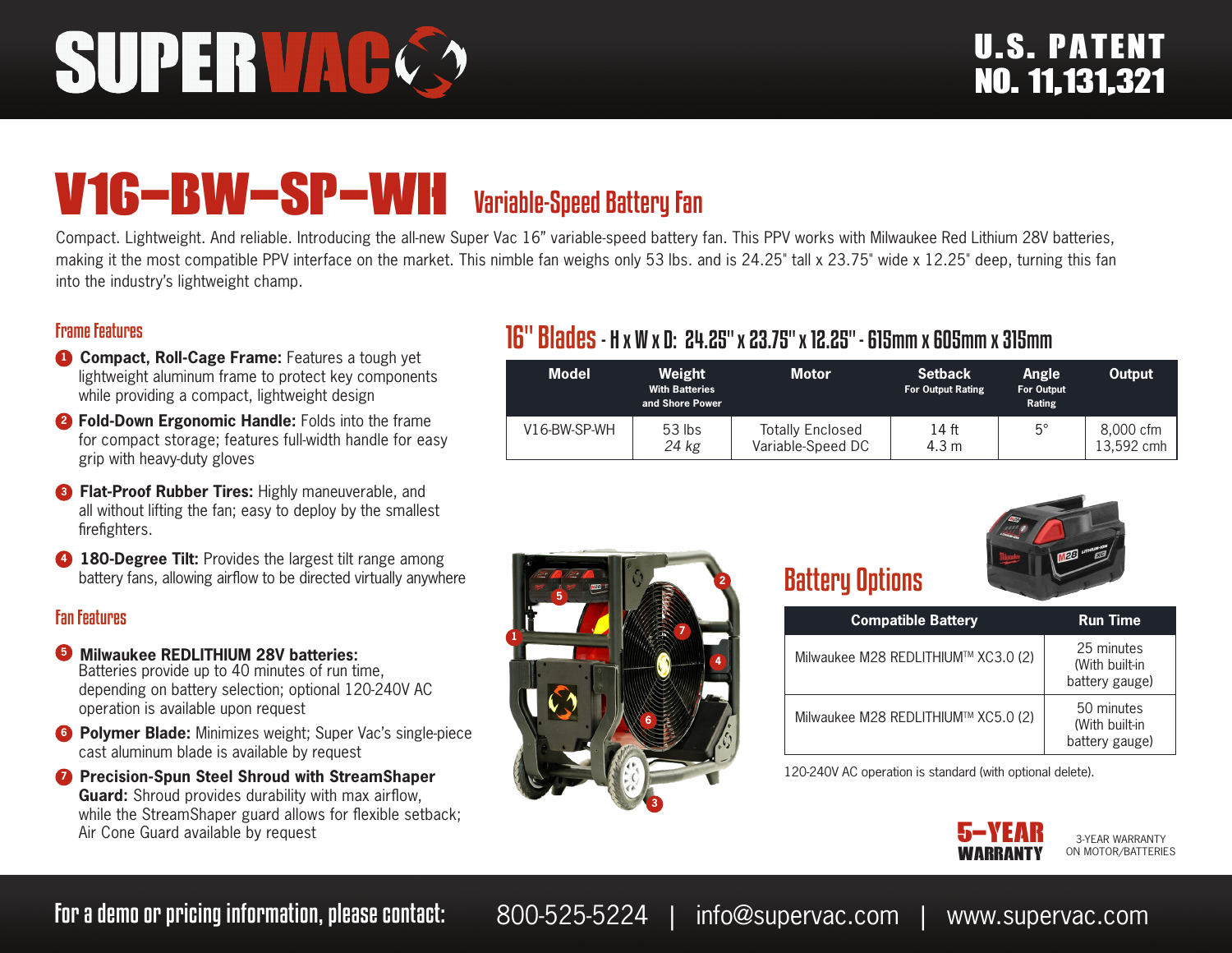# SUPER VAC

U.S. PATENT NO. 11,131,321

# V16-BW-SP-WH Variable-Speed Battery Fan

Compact. Lightweight. And reliable. Introducing the all-new Super Vac 16" variable-speed battery fan. This PPV works with Milwaukee Red Lithium 28V batteries, making it the most compatible PPV interface on the market. This nimble fan weighs only 53 lbs. and is 24.25" tall x 23.75" wide x 12.25" deep, turning this fan into the industry's lightweight champ.

## Frame Features

1. **Compact, Roll-Cage Frame:** Features a tough yet lightweight aluminum frame to protect key components while providing a compact, lightweight design
2. **Fold-Down Ergonomic Handle:** Folds into the frame for compact storage; features full-width handle for easy grip with heavy-duty gloves
3. **Flat-Proof Rubber Tires:** Highly maneuverable, and all without lifting the fan; easy to deploy by the smallest firefighters.
4. **180-Degree Tilt:** Provides the largest tilt range among battery fans, allowing airflow to be directed virtually anywhere

## Fan Features

5. **Milwaukee REDLITHIUM 28V batteries:** Batteries provide up to 40 minutes of run time, depending on battery selection; optional 120-240V AC operation is available upon request
6. **Polymer Blade:** Minimizes weight; Super Vac's single-piece cast aluminum blade is available by request
7. **Precision-Spun Steel Shroud with StreamShaper Guard:** Shroud provides durability with max airflow, while the StreamShaper guard allows for flexible setback; Air Cone Guard available by request

## 16" Blades - H x W x D: 24.25" x 23.75" x 12.25" - 615mm x 605mm x 315mm

| Model | Weight With Batteries and Shore Power | Motor | Setback For Output Rating | Angle For Output Rating | Output |
|---|---|---|---|---|---|
| V16-BW-SP-WH | 53 lbs *24 kg* | Totally Enclosed Variable-Speed DC | 14 ft 4.3 m | 5° | 8,000 cfm 13,592 cmh |

## Battery Options

| Compatible Battery | Run Time |
|---|---|
| Milwaukee M28 REDLITHIUM™ XC3.0 (2) | 25 minutes (With built-in battery gauge) |
| Milwaukee M28 REDLITHIUM™ XC5.0 (2) | 50 minutes (With built-in battery gauge) |

120-240V AC operation is standard (with optional delete).

**5-YEAR WARRANTY** 3-YEAR WARRANTY ON MOTOR/BATTERIES

For a demo or pricing information, please contact: 800-525-5224 | info@supervac.com | www.supervac.com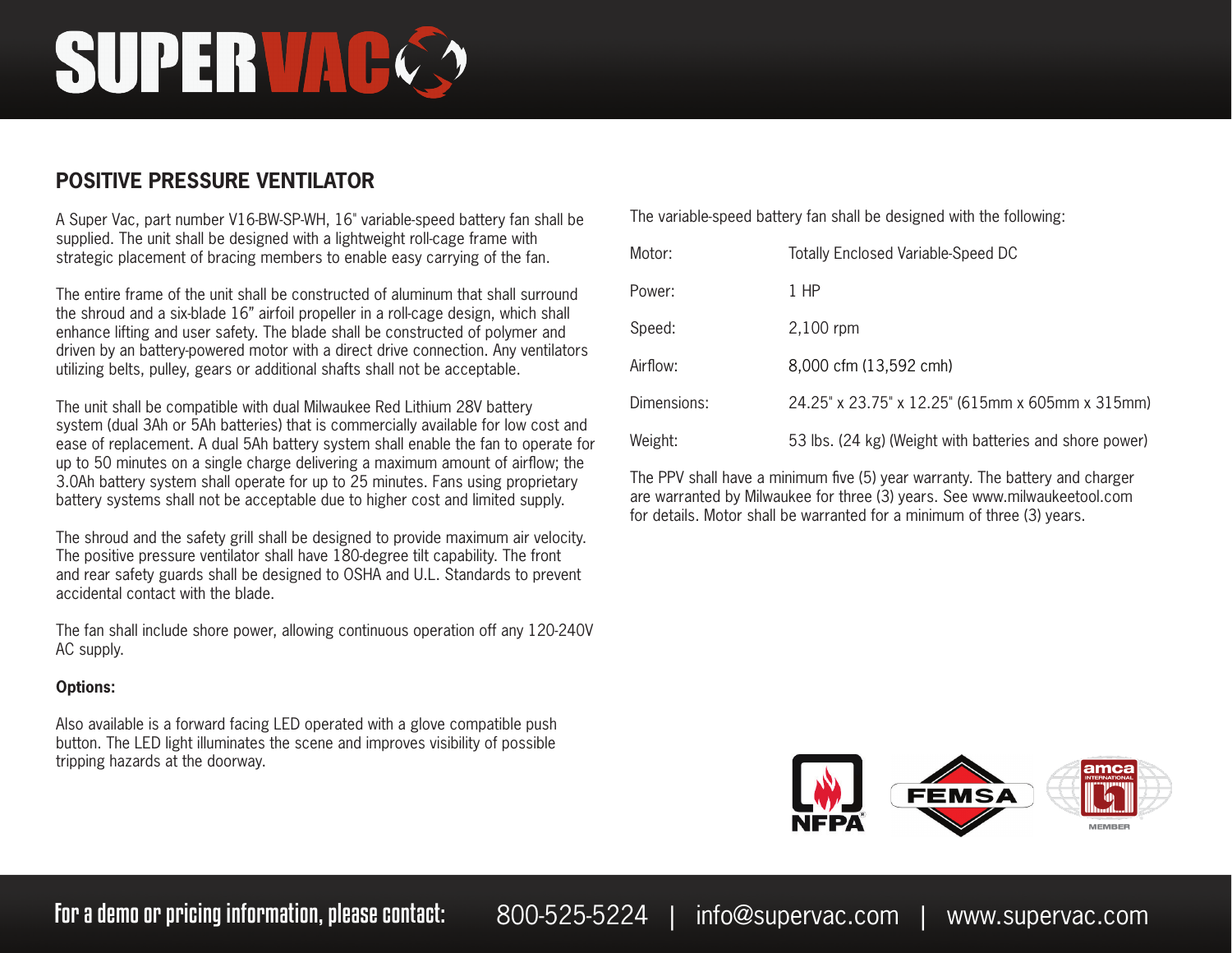# SUPERVAC

## POSITIVE PRESSURE VENTILATOR

A Super Vac, part number V16-BW-SP-WH, 16" variable-speed battery fan shall be supplied. The unit shall be designed with a lightweight roll-cage frame with strategic placement of bracing members to enable easy carrying of the fan.

The entire frame of the unit shall be constructed of aluminum that shall surround the shroud and a six-blade 16" airfoil propeller in a roll-cage design, which shall enhance lifting and user safety. The blade shall be constructed of polymer and driven by an battery-powered motor with a direct drive connection. Any ventilators utilizing belts, pulley, gears or additional shafts shall not be acceptable.

The unit shall be compatible with dual Milwaukee Red Lithium 28V battery system (dual 3Ah or 5Ah batteries) that is commercially available for low cost and ease of replacement. A dual 5Ah battery system shall enable the fan to operate for up to 50 minutes on a single charge delivering a maximum amount of airflow; the 3.0Ah battery system shall operate for up to 25 minutes. Fans using proprietary battery systems shall not be acceptable due to higher cost and limited supply.

The shroud and the safety grill shall be designed to provide maximum air velocity. The positive pressure ventilator shall have 180-degree tilt capability. The front and rear safety guards shall be designed to OSHA and U.L. Standards to prevent accidental contact with the blade.

The fan shall include shore power, allowing continuous operation off any 120-240V AC supply.

**Options:**

Also available is a forward facing LED operated with a glove compatible push button. The LED light illuminates the scene and improves visibility of possible tripping hazards at the doorway.

The variable-speed battery fan shall be designed with the following:

| | |
|---|---|
| Motor: | Totally Enclosed Variable-Speed DC |
| Power: | 1 HP |
| Speed: | 2,100 rpm |
| Airflow: | 8,000 cfm (13,592 cmh) |
| Dimensions: | 24.25" x 23.75" x 12.25" (615mm x 605mm x 315mm) |
| Weight: | 53 lbs. (24 kg) (Weight with batteries and shore power) |

The PPV shall have a minimum five (5) year warranty. The battery and charger are warranted by Milwaukee for three (3) years. See www.milwaukeetool.com for details. Motor shall be warranted for a minimum of three (3) years.

NFPA   FEMSA   amca INTERNATIONAL MEMBER

**For a demo or pricing information, please contact:** 800-525-5224 | info@supervac.com | www.supervac.com